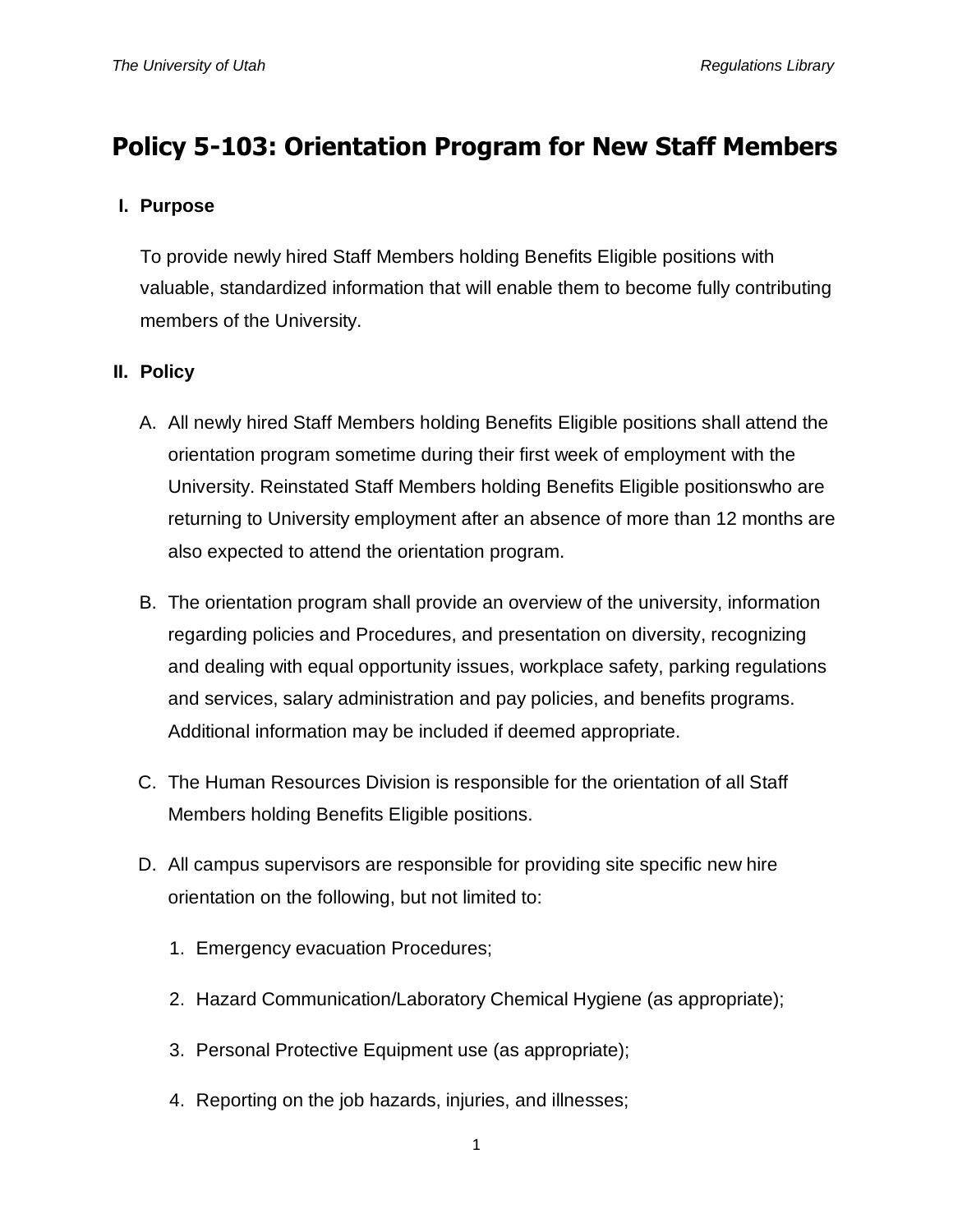# Policy 5-103: Orientation Program for New Staff Members

## I. Purpose

To provide newly hired Staff Members holding Benefits Eligible positions with valuable, standardized information that will enable them to become fully contributing members of the University.

## II. Policy

A. All newly hired Staff Members holding Benefits Eligible positions shall attend the orientation program sometime during their first week of employment with the University. Reinstated Staff Members holding Benefits Eligible positionswho are returning to University employment after an absence of more than 12 months are also expected to attend the orientation program.

B. The orientation program shall provide an overview of the university, information regarding policies and Procedures, and presentation on diversity, recognizing and dealing with equal opportunity issues, workplace safety, parking regulations and services, salary administration and pay policies, and benefits programs. Additional information may be included if deemed appropriate.

C. The Human Resources Division is responsible for the orientation of all Staff Members holding Benefits Eligible positions.

D. All campus supervisors are responsible for providing site specific new hire orientation on the following, but not limited to:

1. Emergency evacuation Procedures;
2. Hazard Communication/Laboratory Chemical Hygiene (as appropriate);
3. Personal Protective Equipment use (as appropriate);
4. Reporting on the job hazards, injuries, and illnesses;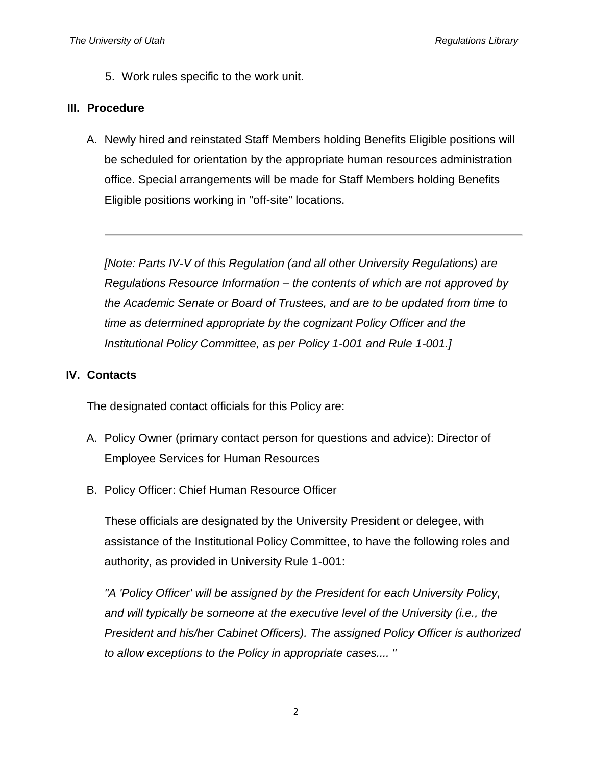5. Work rules specific to the work unit.

## III. Procedure

A. Newly hired and reinstated Staff Members holding Benefits Eligible positions will be scheduled for orientation by the appropriate human resources administration office. Special arrangements will be made for Staff Members holding Benefits Eligible positions working in "off-site" locations.

---

*[Note: Parts IV-V of this Regulation (and all other University Regulations) are Regulations Resource Information – the contents of which are not approved by the Academic Senate or Board of Trustees, and are to be updated from time to time as determined appropriate by the cognizant Policy Officer and the Institutional Policy Committee, as per Policy 1-001 and Rule 1-001.]*

## IV. Contacts

The designated contact officials for this Policy are:

A. Policy Owner (primary contact person for questions and advice): Director of Employee Services for Human Resources

B. Policy Officer: Chief Human Resource Officer

These officials are designated by the University President or delegee, with assistance of the Institutional Policy Committee, to have the following roles and authority, as provided in University Rule 1-001:

*"A 'Policy Officer' will be assigned by the President for each University Policy, and will typically be someone at the executive level of the University (i.e., the President and his/her Cabinet Officers). The assigned Policy Officer is authorized to allow exceptions to the Policy in appropriate cases.... "*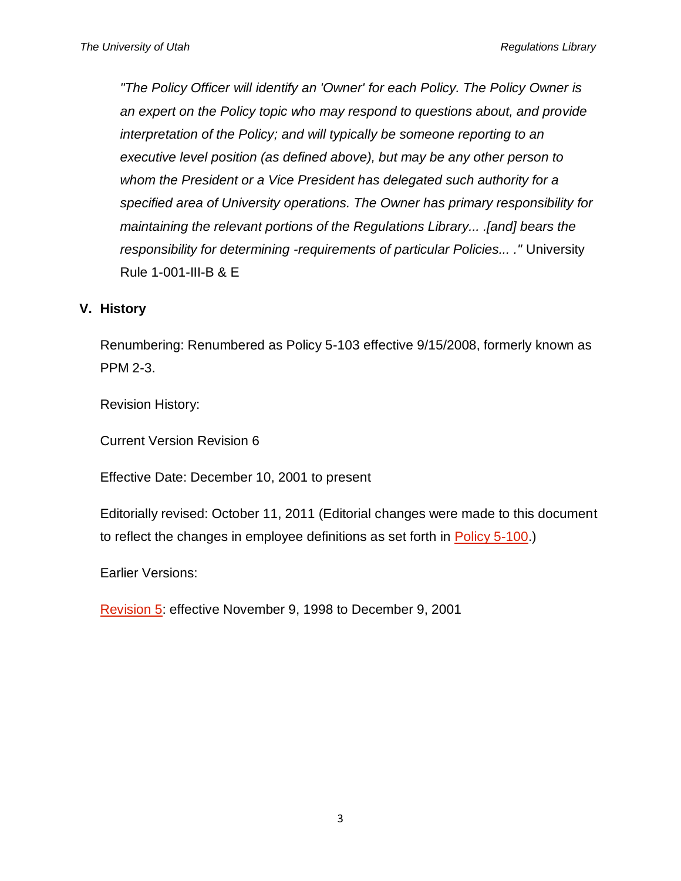*"The Policy Officer will identify an 'Owner' for each Policy. The Policy Owner is an expert on the Policy topic who may respond to questions about, and provide interpretation of the Policy; and will typically be someone reporting to an executive level position (as defined above), but may be any other person to whom the President or a Vice President has delegated such authority for a specified area of University operations. The Owner has primary responsibility for maintaining the relevant portions of the Regulations Library... .[and] bears the responsibility for determining -requirements of particular Policies... ."* University Rule 1-001-III-B & E

## V. History

Renumbering: Renumbered as Policy 5-103 effective 9/15/2008, formerly known as PPM 2-3.

Revision History:

Current Version Revision 6

Effective Date: December 10, 2001 to present

Editorially revised: October 11, 2011 (Editorial changes were made to this document to reflect the changes in employee definitions as set forth in Policy 5-100.)

Earlier Versions:

Revision 5: effective November 9, 1998 to December 9, 2001